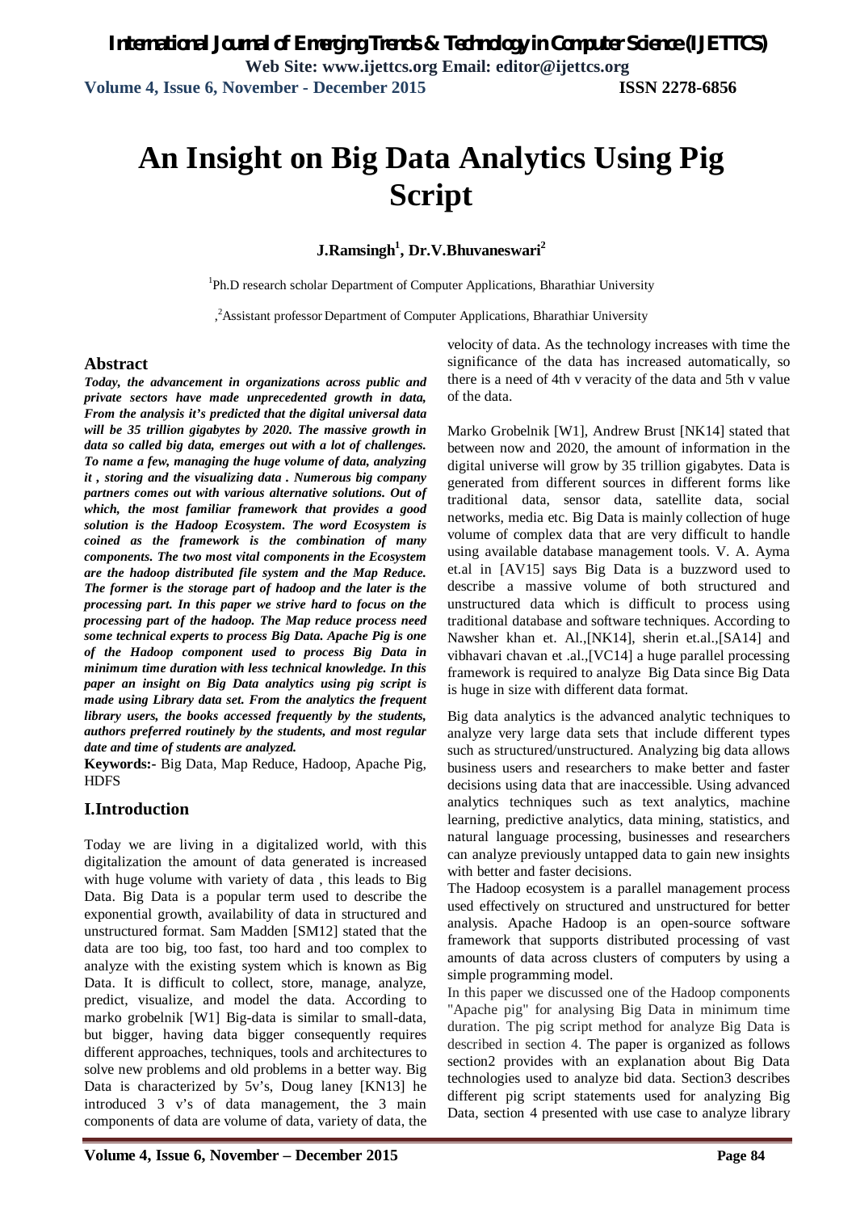# An Insight on Big Data Analytics Using Pig Script

**J.Ramsingh[1], Dr.V.Bhuvaneswari[2]**

[1]Ph.D research scholar Department of Computer Applications, Bharathiar University

,[2]Assistant professor Department of Computer Applications, Bharathiar University

## Abstract

***Today, the advancement in organizations across public and private sectors have made unprecedented growth in data, From the analysis it's predicted that the digital universal data will be 35 trillion gigabytes by 2020. The massive growth in data so called big data, emerges out with a lot of challenges. To name a few, managing the huge volume of data, analyzing it , storing and the visualizing data . Numerous big company partners comes out with various alternative solutions. Out of which, the most familiar framework that provides a good solution is the Hadoop Ecosystem. The word Ecosystem is coined as the framework is the combination of many components. The two most vital components in the Ecosystem are the hadoop distributed file system and the Map Reduce. The former is the storage part of hadoop and the later is the processing part. In this paper we strive hard to focus on the processing part of the hadoop. The Map reduce process need some technical experts to process Big Data. Apache Pig is one of the Hadoop component used to process Big Data in minimum time duration with less technical knowledge. In this paper an insight on Big Data analytics using pig script is made using Library data set. From the analytics the frequent library users, the books accessed frequently by the students, authors preferred routinely by the students, and most regular date and time of students are analyzed.***

**Keywords:-** Big Data, Map Reduce, Hadoop, Apache Pig, HDFS

## I.Introduction

Today we are living in a digitalized world, with this digitalization the amount of data generated is increased with huge volume with variety of data , this leads to Big Data. Big Data is a popular term used to describe the exponential growth, availability of data in structured and unstructured format. Sam Madden [SM12] stated that the data are too big, too fast, too hard and too complex to analyze with the existing system which is known as Big Data. It is difficult to collect, store, manage, analyze, predict, visualize, and model the data. According to marko grobelnik [W1] Big-data is similar to small-data, but bigger, having data bigger consequently requires different approaches, techniques, tools and architectures to solve new problems and old problems in a better way. Big Data is characterized by 5v's, Doug laney [KN13] he introduced 3 v's of data management, the 3 main components of data are volume of data, variety of data, the velocity of data. As the technology increases with time the significance of the data has increased automatically, so there is a need of 4th v veracity of the data and 5th v value of the data.

Marko Grobelnik [W1], Andrew Brust [NK14] stated that between now and 2020, the amount of information in the digital universe will grow by 35 trillion gigabytes. Data is generated from different sources in different forms like traditional data, sensor data, satellite data, social networks, media etc. Big Data is mainly collection of huge volume of complex data that are very difficult to handle using available database management tools. V. A. Ayma et.al in [AV15] says Big Data is a buzzword used to describe a massive volume of both structured and unstructured data which is difficult to process using traditional database and software techniques. According to Nawsher khan et. Al.,[NK14], sherin et.al.,[SA14] and vibhavari chavan et .al.,[VC14] a huge parallel processing framework is required to analyze Big Data since Big Data is huge in size with different data format.

Big data analytics is the advanced analytic techniques to analyze very large data sets that include different types such as structured/unstructured. Analyzing big data allows business users and researchers to make better and faster decisions using data that are inaccessible. Using advanced analytics techniques such as text analytics, machine learning, predictive analytics, data mining, statistics, and natural language processing, businesses and researchers can analyze previously untapped data to gain new insights with better and faster decisions.

The Hadoop ecosystem is a parallel management process used effectively on structured and unstructured for better analysis. Apache Hadoop is an open-source software framework that supports distributed processing of vast amounts of data across clusters of computers by using a simple programming model.

In this paper we discussed one of the Hadoop components "Apache pig" for analysing Big Data in minimum time duration. The pig script method for analyze Big Data is described in section 4. The paper is organized as follows section2 provides with an explanation about Big Data technologies used to analyze bid data. Section3 describes different pig script statements used for analyzing Big Data, section 4 presented with use case to analyze library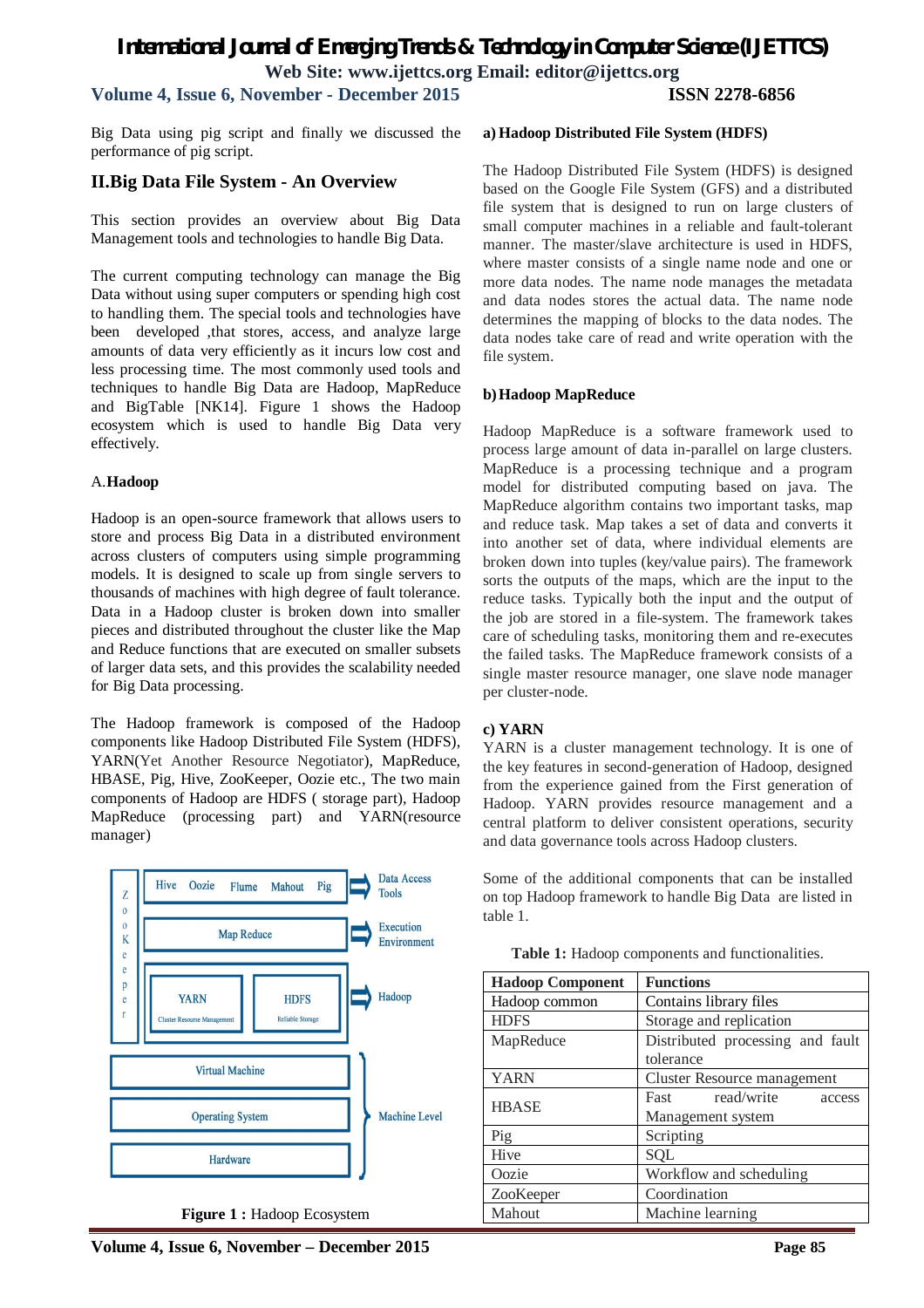Big Data using pig script and finally we discussed the performance of pig script.

## II.Big Data File System - An Overview

This section provides an overview about Big Data Management tools and technologies to handle Big Data.

The current computing technology can manage the Big Data without using super computers or spending high cost to handling them. The special tools and technologies have been developed ,that stores, access, and analyze large amounts of data very efficiently as it incurs low cost and less processing time. The most commonly used tools and techniques to handle Big Data are Hadoop, MapReduce and BigTable [NK14]. Figure 1 shows the Hadoop ecosystem which is used to handle Big Data very effectively.

### A.Hadoop

Hadoop is an open-source framework that allows users to store and process Big Data in a distributed environment across clusters of computers using simple programming models. It is designed to scale up from single servers to thousands of machines with high degree of fault tolerance. Data in a Hadoop cluster is broken down into smaller pieces and distributed throughout the cluster like the Map and Reduce functions that are executed on smaller subsets of larger data sets, and this provides the scalability needed for Big Data processing.

The Hadoop framework is composed of the Hadoop components like Hadoop Distributed File System (HDFS), YARN(Yet Another Resource Negotiator), MapReduce, HBASE, Pig, Hive, ZooKeeper, Oozie etc., The two main components of Hadoop are HDFS ( storage part), Hadoop MapReduce (processing part) and YARN(resource manager)

**Figure 1 :** Hadoop Ecosystem

#### a) Hadoop Distributed File System (HDFS)

The Hadoop Distributed File System (HDFS) is designed based on the Google File System (GFS) and a distributed file system that is designed to run on large clusters of small computer machines in a reliable and fault-tolerant manner. The master/slave architecture is used in HDFS, where master consists of a single name node and one or more data nodes. The name node manages the metadata and data nodes stores the actual data. The name node determines the mapping of blocks to the data nodes. The data nodes take care of read and write operation with the file system.

#### b) Hadoop MapReduce

Hadoop MapReduce is a software framework used to process large amount of data in-parallel on large clusters. MapReduce is a processing technique and a program model for distributed computing based on java. The MapReduce algorithm contains two important tasks, map and reduce task. Map takes a set of data and converts it into another set of data, where individual elements are broken down into tuples (key/value pairs). The framework sorts the outputs of the maps, which are the input to the reduce tasks. Typically both the input and the output of the job are stored in a file-system. The framework takes care of scheduling tasks, monitoring them and re-executes the failed tasks. The MapReduce framework consists of a single master resource manager, one slave node manager per cluster-node.

#### c) YARN

YARN is a cluster management technology. It is one of the key features in second-generation of Hadoop, designed from the experience gained from the first generation of Hadoop. YARN provides resource management and a central platform to deliver consistent operations, security and data governance tools across Hadoop clusters.

Some of the additional components that can be installed on top Hadoop framework to handle Big Data are listed in table 1.

**Table 1:** Hadoop components and functionalities.

| Hadoop Component | Functions |
|---|---|
| Hadoop common | Contains library files |
| HDFS | Storage and replication |
| MapReduce | Distributed processing and fault tolerance |
| YARN | Cluster Resource management |
| HBASE | Fast read/write access Management system |
| Pig | Scripting |
| Hive | SQL |
| Oozie | Workflow and scheduling |
| ZooKeeper | Coordination |
| Mahout | Machine learning |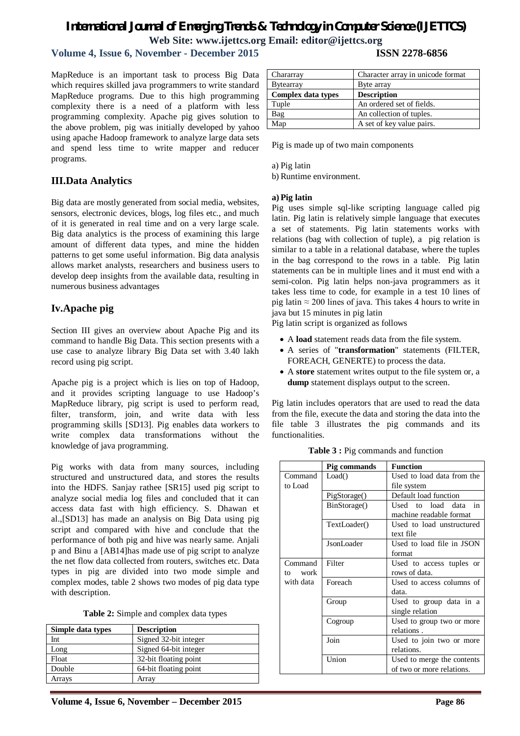MapReduce is an important task to process Big Data which requires skilled java programmers to write standard MapReduce programs. Due to this high programming complexity there is a need of a platform with less programming complexity. Apache pig gives solution to the above problem, pig was initially developed by yahoo using apache Hadoop framework to analyze large data sets and spend less time to write mapper and reducer programs.

## III.Data Analytics

Big data are mostly generated from social media, websites, sensors, electronic devices, blogs, log files etc., and much of it is generated in real time and on a very large scale. Big data analytics is the process of examining this large amount of different data types, and mine the hidden patterns to get some useful information. Big data analysis allows market analysts, researchers and business users to develop deep insights from the available data, resulting in numerous business advantages

## Iv.Apache pig

Section III gives an overview about Apache Pig and its command to handle Big Data. This section presents with a use case to analyze library Big Data set with 3.40 lakh record using pig script.

Apache pig is a project which is lies on top of Hadoop, and it provides scripting language to use Hadoop's MapReduce library, pig script is used to perform read, filter, transform, join, and write data with less programming skills [SD13]. Pig enables data workers to write complex data transformations without the knowledge of java programming.

Pig works with data from many sources, including structured and unstructured data, and stores the results into the HDFS. Sanjay rathee [SR15] used pig script to analyze social media log files and concluded that it can access data fast with high efficiency. S. Dhawan et al.,[SD13] has made an analysis on Big Data using pig script and compared with hive and conclude that the performance of both pig and hive was nearly same. Anjali p and Binu a [AB14]has made use of pig script to analyze the net flow data collected from routers, switches etc. Data types in pig are divided into two mode simple and complex modes, table 2 shows two modes of pig data type with description.

**Table 2:** Simple and complex data types

| Simple data types | Description |
|---|---|
| Int | Signed 32-bit integer |
| Long | Signed 64-bit integer |
| Float | 32-bit floating point |
| Double | 64-bit floating point |
| Arrays | Array |
| Chararray | Character array in unicode format |
| Bytearray | Byte array |
| **Complex data types** | **Description** |
| Tuple | An ordered set of fields. |
| Bag | An collection of tuples. |
| Map | A set of key value pairs. |

Pig is made up of two main components

a) Pig latin
b) Runtime environment.

**a) Pig latin**

Pig uses simple sql-like scripting language called pig latin. Pig latin is relatively simple language that executes a set of statements. Pig latin statements works with relations (bag with collection of tuple), a pig relation is similar to a table in a relational database, where the tuples in the bag correspond to the rows in a table. Pig latin statements can be in multiple lines and it must end with a semi-colon. Pig latin helps non-java programmers as it takes less time to code, for example in a test 10 lines of pig latin ≈ 200 lines of java. This takes 4 hours to write in java but 15 minutes in pig latin

Pig latin script is organized as follows

- A **load** statement reads data from the file system.
- A series of "**transformation**" statements (FILTER, FOREACH, GENERTE) to process the data.
- A **store** statement writes output to the file system or, a **dump** statement displays output to the screen.

Pig latin includes operators that are used to read the data from the file, execute the data and storing the data into the file table 3 illustrates the pig commands and its functionalities.

**Table 3 :** Pig commands and function

| | Pig commands | Function |
|---|---|---|
| Command to Load | Load() | Used to load data from the file system |
| | PigStorage() | Default load function |
| | BinStorage() | Used to load data in machine readable format |
| | TextLoader() | Used to load unstructured text file |
| | JsonLoader | Used to load file in JSON format |
| Command to work with data | Filter | Used to access tuples or rows of data. |
| | Foreach | Used to access columns of data. |
| | Group | Used to group data in a single relation |
| | Cogroup | Used to group two or more relations . |
| | Join | Used to join two or more relations. |
| | Union | Used to merge the contents of two or more relations. |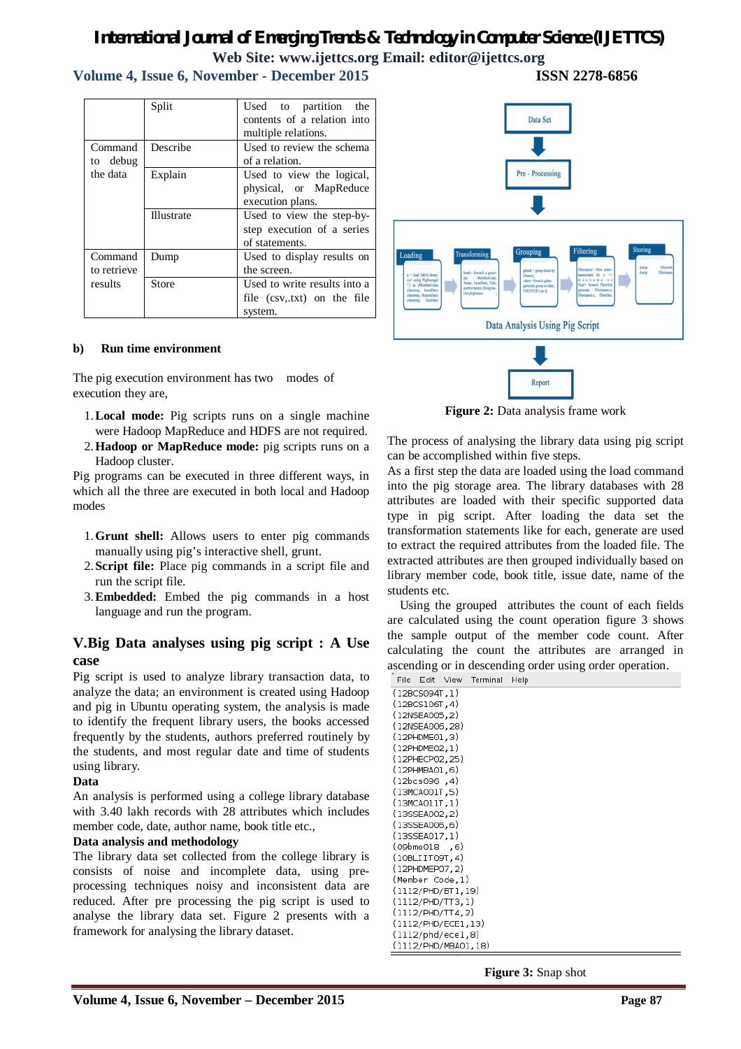| | Split | Used to partition the contents of a relation into multiple relations. |
|---|---|---|
| Command to debug the data | Describe | Used to review the schema of a relation. |
| | Explain | Used to view the logical, physical, or MapReduce execution plans. |
| | Illustrate | Used to view the step-by-step execution of a series of statements. |
| Command to retrieve results | Dump | Used to display results on the screen. |
| | Store | Used to write results into a file (csv,.txt) on the file system. |

**b) Run time environment**

The pig execution environment has two modes of execution they are,

1. **Local mode:** Pig scripts runs on a single machine were Hadoop MapReduce and HDFS are not required.
2. **Hadoop or MapReduce mode:** pig scripts runs on a Hadoop cluster.

Pig programs can be executed in three different ways, in which all the three are executed in both local and Hadoop modes

1. **Grunt shell:** Allows users to enter pig commands manually using pig's interactive shell, grunt.
2. **Script file:** Place pig commands in a script file and run the script file.
3. **Embedded:** Embed the pig commands in a host language and run the program.

## V.Big Data analyses using pig script : A Use case

Pig script is used to analyze library transaction data, to analyze the data; an environment is created using Hadoop and pig in Ubuntu operating system, the analysis is made to identify the frequent library users, the books accessed frequently by the students, authors preferred routinely by the students, and most regular date and time of students using library.

**Data**

An analysis is performed using a college library database with 3.40 lakh records with 28 attributes which includes member code, date, author name, book title etc.,

**Data analysis and methodology**

The library data set collected from the college library is consists of noise and incomplete data, using pre-processing techniques noisy and inconsistent data are reduced. After pre processing the pig script is used to analyse the library data set. Figure 2 presents with a framework for analysing the library dataset.

**Figure 2:** Data analysis frame work

The process of analysing the library data using pig script can be accomplished within five steps.

As a first step the data are loaded using the load command into the pig storage area. The library databases with 28 attributes are loaded with their specific supported data type in pig script. After loading the data set the transformation statements like for each, generate are used to extract the required attributes from the loaded file. The extracted attributes are then grouped individually based on library member code, book title, issue date, name of the students etc.

Using the grouped attributes the count of each fields are calculated using the count operation figure 3 shows the sample output of the member code count. After calculating the count the attributes are arranged in ascending or in descending order using order operation.

**Figure 3:** Snap shot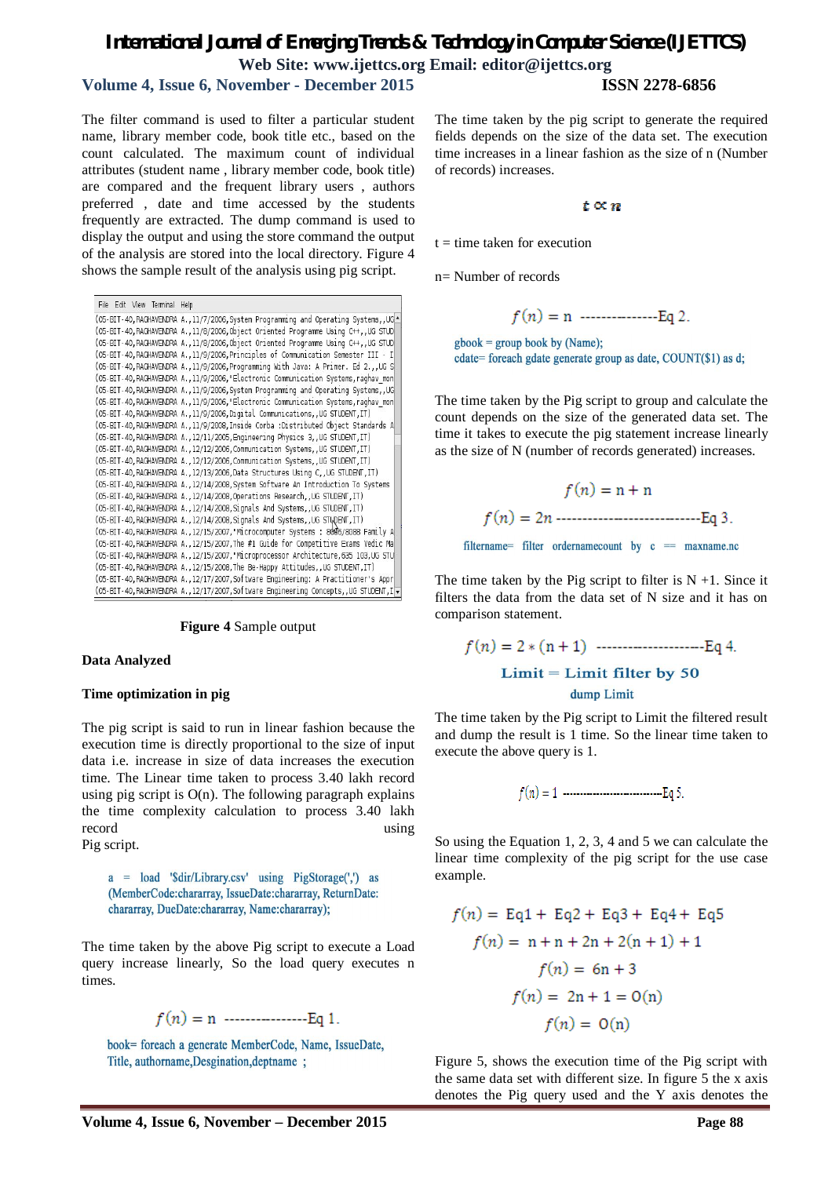The filter command is used to filter a particular student name, library member code, book title etc., based on the count calculated. The maximum count of individual attributes (student name , library member code, book title) are compared and the frequent library users , authors preferred , date and time accessed by the students frequently are extracted. The dump command is used to display the output and using the store command the output of the analysis are stored into the local directory. Figure 4 shows the sample result of the analysis using pig script.

```
File  Edit  View  Terminal  Help
(05-BIT-40,RAGHAVENDRA A.,11/7/2006,System Programming and Operating Systems,,UG
(05-BIT-40,RAGHAVENDRA A.,11/8/2006,Object Oriented Programme Using C++,,UG STUD
(05-BIT-40,RAGHAVENDRA A.,11/8/2006,Object Oriented Programme Using C++,,UG STUD
(05-BIT-40,RAGHAVENDRA A.,11/9/2006,Principles of Communication Semester III - I
(05-BIT-40,RAGHAVENDRA A.,11/9/2006,Programming With Java: A Primer. Ed 2.,,UG S
(05-BIT-40,RAGHAVENDRA A.,11/9/2006,"Electronic Communication Systems,raghav_mon
(05-BIT-40,RAGHAVENDRA A.,11/9/2006,System Programming and Operating Systems,,UG
(05-BIT-40,RAGHAVENDRA A.,11/9/2006,"Electronic Communication Systems,raghav_mon
(05-BIT-40,RAGHAVENDRA A.,11/9/2006,Digital Communications,,UG STUDENT,IT)
(05-BIT-40,RAGHAVENDRA A.,11/9/2008,Inside Corba :Distributed Object Standards A
(05-BIT-40,RAGHAVENDRA A.,12/11/2005,Engineering Physics 3,,UG STUDENT,IT)
(05-BIT-40,RAGHAVENDRA A.,12/12/2006,Communication Systems,,UG STUDENT,IT)
(05-BIT-40,RAGHAVENDRA A.,12/12/2006,Communication Systems,,UG STUDENT,IT)
(05-BIT-40,RAGHAVENDRA A.,12/13/2006,Data Structures Using C,,UG STUDENT,IT)
(05-BIT-40,RAGHAVENDRA A.,12/14/2008,System Software An Introduction To Systems
(05-BIT-40,RAGHAVENDRA A.,12/14/2008,Operations Research,,UG STUDENT,IT)
(05-BIT-40,RAGHAVENDRA A.,12/14/2008,Signals And Systems,,UG STUDENT,IT)
(05-BIT-40,RAGHAVENDRA A.,12/14/2008,Signals And Systems,,UG STUDENT,IT)
(05-BIT-40,RAGHAVENDRA A.,12/15/2007,"Microcomputer Systems : 8086/8088 Family A
(05-BIT-40,RAGHAVENDRA A.,12/15/2007,The #1 Guide for Competitive Exams Vedic Ma
(05-BIT-40,RAGHAVENDRA A.,12/15/2007,"Microprocessor Architecture,635 103,UG STU
(05-BIT-40,RAGHAVENDRA A.,12/15/2008,The Be-Happy Attitudes,,UG STUDENT,IT)
(05-BIT-40,RAGHAVENDRA A.,12/17/2007,Software Engineering: A Practitioner's Appr
(05-BIT-40,RAGHAVENDRA A.,12/17/2007,Software Engineering Concepts,,UG STUDENT,I
```

**Figure 4** Sample output

**Data Analyzed**

**Time optimization in pig**

The pig script is said to run in linear fashion because the execution time is directly proportional to the size of input data i.e. increase in size of data increases the execution time. The Linear time taken to process 3.40 lakh record using pig script is O(n). The following paragraph explains the time complexity calculation to process 3.40 lakh record using Pig script.

```
a = load '$dir/Library.csv' using PigStorage(',') as (MemberCode:chararray, IssueDate:chararray, ReturnDate: chararray, DueDate:chararray, Name:chararray);
```

The time taken by the above Pig script to execute a Load query increase linearly, So the load query executes n times.

$$f(n) = n \text{ ----------------Eq 1.}$$

```
book= foreach a generate MemberCode, Name, IssueDate, Title, authorname,Desgination,deptname ;
```

The time taken by the pig script to generate the required fields depends on the size of the data set. The execution time increases in a linear fashion as the size of n (Number of records) increases.

$$t \propto n$$

t = time taken for execution

n= Number of records

$$f(n) = n \text{ ---------------Eq 2.}$$

```
gbook = group book by (Name);
cdate= foreach gdate generate group as date, COUNT($1) as d;
```

The time taken by the Pig script to group and calculate the count depends on the size of the generated data set. The time it takes to execute the pig statement increase linearly as the size of N (number of records generated) increases.

$$f(n) = n + n$$

$$f(n) = 2n \text{ ----------------------------Eq 3.}$$

```
filtername= filter ordernamecount by c == maxname.nc
```

The time taken by the Pig script to filter is N +1. Since it filters the data from the data set of N size and it has on comparison statement.

$$f(n) = 2 * (n + 1) \text{ --------------------Eq 4.}$$

```
Limit = Limit filter by 50
dump Limit
```

The time taken by the Pig script to Limit the filtered result and dump the result is 1 time. So the linear time taken to execute the above query is 1.

$$f(n) = 1 \text{ ----------------------------Eq 5.}$$

So using the Equation 1, 2, 3, 4 and 5 we can calculate the linear time complexity of the pig script for the use case example.

$$f(n) = \text{Eq1} + \text{Eq2} + \text{Eq3} + \text{Eq4} + \text{Eq5}$$

$$f(n) = n + n + 2n + 2(n + 1) + 1$$

$$f(n) = 6n + 3$$

$$f(n) = 2n + 1 = O(n)$$

$$f(n) = O(n)$$

Figure 5, shows the execution time of the Pig script with the same data set with different size. In figure 5 the x axis denotes the Pig query used and the Y axis denotes the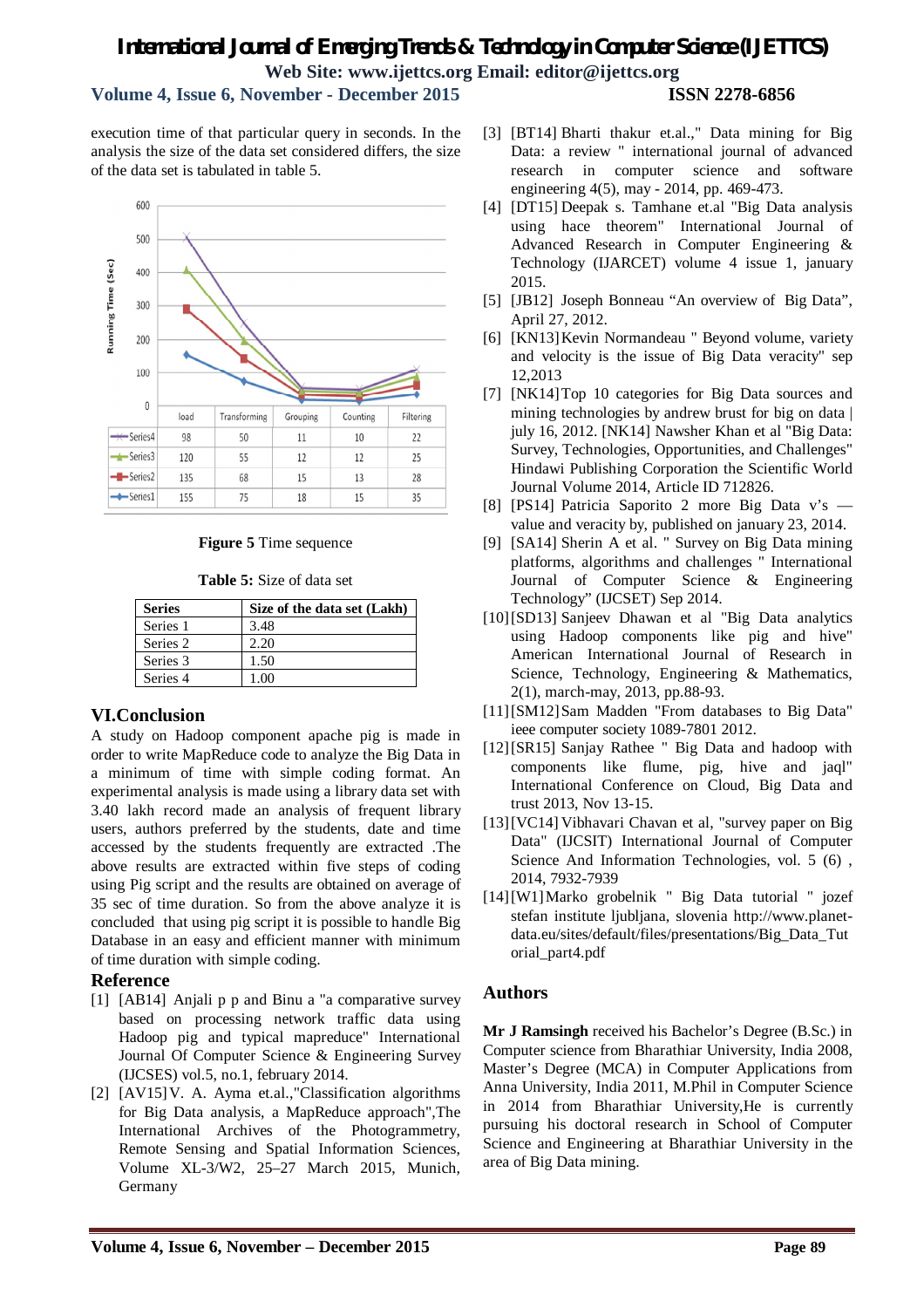execution time of that particular query in seconds. In the analysis the size of the data set considered differs, the size of the data set is tabulated in table 5.

| | load | Transforming | Grouping | Counting | Filtering |
|---|---|---|---|---|---|
| Series4 | 98 | 50 | 11 | 10 | 22 |
| Series3 | 120 | 55 | 12 | 12 | 25 |
| Series2 | 135 | 68 | 15 | 13 | 28 |
| Series1 | 155 | 75 | 18 | 15 | 35 |

**Figure 5** Time sequence

**Table 5:** Size of data set

| Series | Size of the data set (Lakh) |
|---|---|
| Series 1 | 3.48 |
| Series 2 | 2.20 |
| Series 3 | 1.50 |
| Series 4 | 1.00 |

## VI.Conclusion

A study on Hadoop component apache pig is made in order to write MapReduce code to analyze the Big Data in a minimum of time with simple coding format. An experimental analysis is made using a library data set with 3.40 lakh record made an analysis of frequent library users, authors preferred by the students, date and time accessed by the students frequently are extracted .The above results are extracted within five steps of coding using Pig script and the results are obtained on average of 35 sec of time duration. So from the above analyze it is concluded that using pig script it is possible to handle Big Database in an easy and efficient manner with minimum of time duration with simple coding.

## Reference

[1] [AB14] Anjali p p and Binu a "a comparative survey based on processing network traffic data using Hadoop pig and typical mapreduce" International Journal Of Computer Science & Engineering Survey (IJCSES) vol.5, no.1, february 2014.

[2] [AV15] V. A. Ayma et.al.,"Classification algorithms for Big Data analysis, a MapReduce approach",The International Archives of the Photogrammetry, Remote Sensing and Spatial Information Sciences, Volume XL-3/W2, 25–27 March 2015, Munich, Germany

[3] [BT14] Bharti thakur et.al.," Data mining for Big Data: a review " international journal of advanced research in computer science and software engineering 4(5), may - 2014, pp. 469-473.

[4] [DT15] Deepak s. Tamhane et.al "Big Data analysis using hace theorem" International Journal of Advanced Research in Computer Engineering & Technology (IJARCET) volume 4 issue 1, january 2015.

[5] [JB12] Joseph Bonneau “An overview of Big Data”, April 27, 2012.

[6] [KN13] Kevin Normandeau " Beyond volume, variety and velocity is the issue of Big Data veracity" sep 12,2013

[7] [NK14] Top 10 categories for Big Data sources and mining technologies by andrew brust for big on data | july 16, 2012. [NK14] Nawsher Khan et al "Big Data: Survey, Technologies, Opportunities, and Challenges" Hindawi Publishing Corporation the Scientific World Journal Volume 2014, Article ID 712826.

[8] [PS14] Patricia Saporito 2 more Big Data v’s — value and veracity by, published on january 23, 2014.

[9] [SA14] Sherin A et al. " Survey on Big Data mining platforms, algorithms and challenges " International Journal of Computer Science & Engineering Technology" (IJCSET) Sep 2014.

[10] [SD13] Sanjeev Dhawan et al "Big Data analytics using Hadoop components like pig and hive" American International Journal of Research in Science, Technology, Engineering & Mathematics, 2(1), march-may, 2013, pp.88-93.

[11] [SM12] Sam Madden "From databases to Big Data" ieee computer society 1089-7801 2012.

[12] [SR15] Sanjay Rathee " Big Data and hadoop with components like flume, pig, hive and jaql" International Conference on Cloud, Big Data and trust 2013, Nov 13-15.

[13] [VC14] Vibhavari Chavan et al, "survey paper on Big Data" (IJCSIT) International Journal of Computer Science And Information Technologies, vol. 5 (6) , 2014, 7932-7939

[14] [W1] Marko grobelnik " Big Data tutorial " jozef stefan institute ljubljana, slovenia http://www.planet-data.eu/sites/default/files/presentations/Big_Data_Tutorial_part4.pdf

## Authors

**Mr J Ramsingh** received his Bachelor’s Degree (B.Sc.) in Computer science from Bharathiar University, India 2008, Master’s Degree (MCA) in Computer Applications from Anna University, India 2011, M.Phil in Computer Science in 2014 from Bharathiar University,He is currently pursuing his doctoral research in School of Computer Science and Engineering at Bharathiar University in the area of Big Data mining.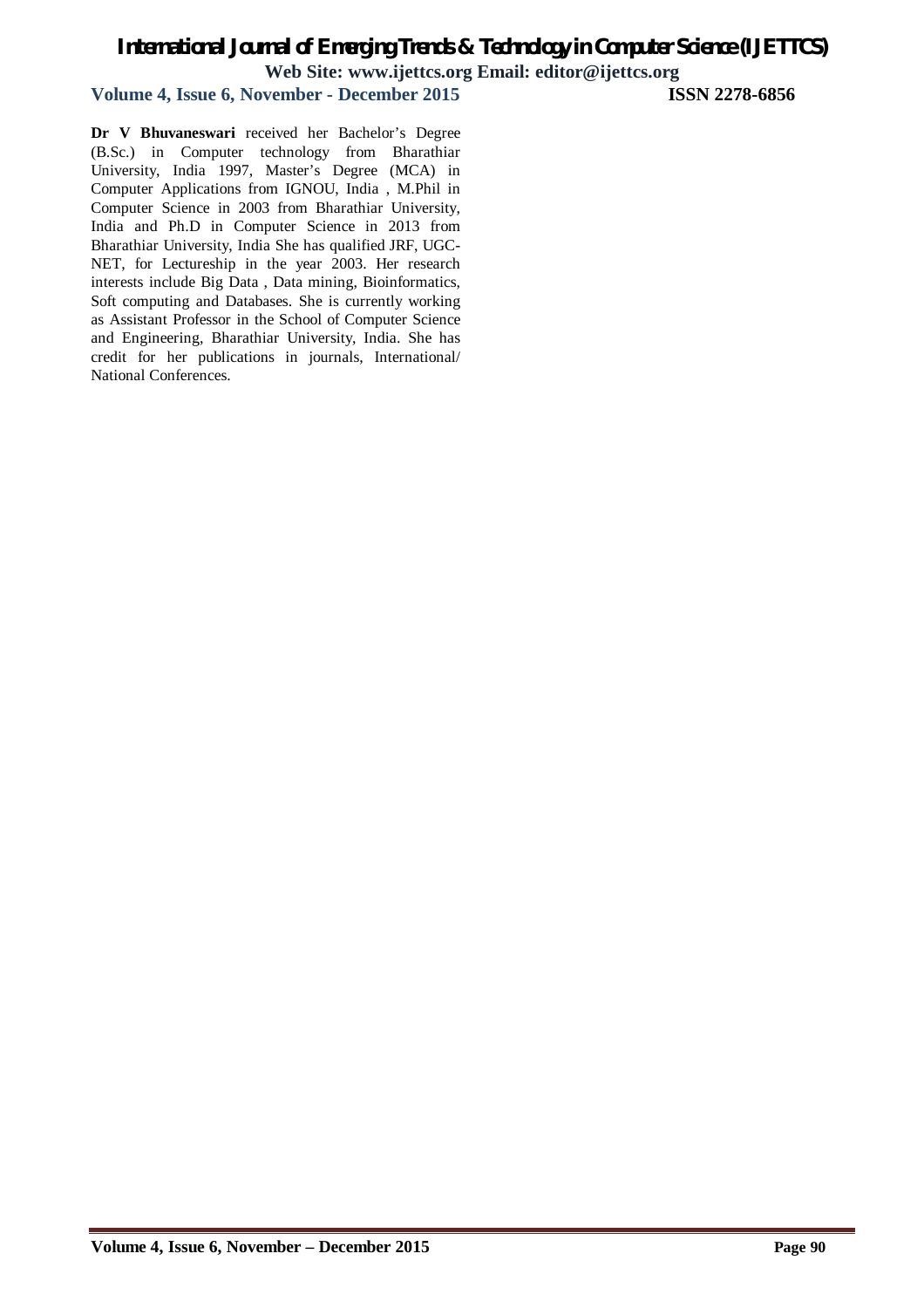**Dr V Bhuvaneswari** received her Bachelor's Degree (B.Sc.) in Computer technology from Bharathiar University, India 1997, Master's Degree (MCA) in Computer Applications from IGNOU, India , M.Phil in Computer Science in 2003 from Bharathiar University, India and Ph.D in Computer Science in 2013 from Bharathiar University, India She has qualified JRF, UGC-NET, for Lectureship in the year 2003. Her research interests include Big Data , Data mining, Bioinformatics, Soft computing and Databases. She is currently working as Assistant Professor in the School of Computer Science and Engineering, Bharathiar University, India. She has credit for her publications in journals, International/ National Conferences.